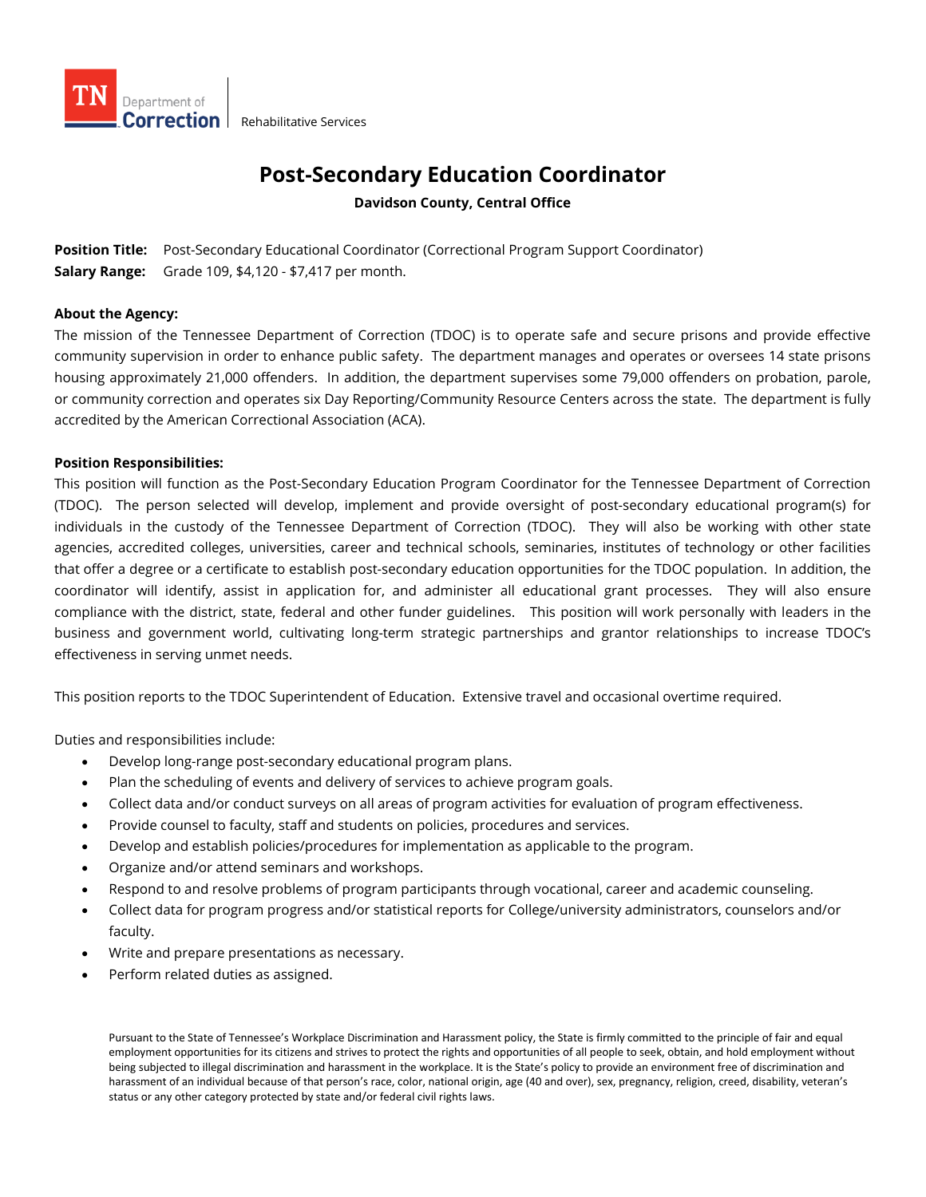TN Department of Correction | Rehabilitative Services

# Post-Secondary Education Coordinator

**Davidson County, Central Office**

**Position Title:** Post-Secondary Educational Coordinator (Correctional Program Support Coordinator)
**Salary Range:** Grade 109, $4,120 - $7,417 per month.

**About the Agency:**
The mission of the Tennessee Department of Correction (TDOC) is to operate safe and secure prisons and provide effective community supervision in order to enhance public safety. The department manages and operates or oversees 14 state prisons housing approximately 21,000 offenders. In addition, the department supervises some 79,000 offenders on probation, parole, or community correction and operates six Day Reporting/Community Resource Centers across the state. The department is fully accredited by the American Correctional Association (ACA).

**Position Responsibilities:**
This position will function as the Post-Secondary Education Program Coordinator for the Tennessee Department of Correction (TDOC). The person selected will develop, implement and provide oversight of post-secondary educational program(s) for individuals in the custody of the Tennessee Department of Correction (TDOC). They will also be working with other state agencies, accredited colleges, universities, career and technical schools, seminaries, institutes of technology or other facilities that offer a degree or a certificate to establish post-secondary education opportunities for the TDOC population. In addition, the coordinator will identify, assist in application for, and administer all educational grant processes. They will also ensure compliance with the district, state, federal and other funder guidelines. This position will work personally with leaders in the business and government world, cultivating long-term strategic partnerships and grantor relationships to increase TDOC's effectiveness in serving unmet needs.

This position reports to the TDOC Superintendent of Education. Extensive travel and occasional overtime required.

Duties and responsibilities include:

- Develop long-range post-secondary educational program plans.
- Plan the scheduling of events and delivery of services to achieve program goals.
- Collect data and/or conduct surveys on all areas of program activities for evaluation of program effectiveness.
- Provide counsel to faculty, staff and students on policies, procedures and services.
- Develop and establish policies/procedures for implementation as applicable to the program.
- Organize and/or attend seminars and workshops.
- Respond to and resolve problems of program participants through vocational, career and academic counseling.
- Collect data for program progress and/or statistical reports for College/university administrators, counselors and/or faculty.
- Write and prepare presentations as necessary.
- Perform related duties as assigned.

Pursuant to the State of Tennessee's Workplace Discrimination and Harassment policy, the State is firmly committed to the principle of fair and equal employment opportunities for its citizens and strives to protect the rights and opportunities of all people to seek, obtain, and hold employment without being subjected to illegal discrimination and harassment in the workplace. It is the State's policy to provide an environment free of discrimination and harassment of an individual because of that person's race, color, national origin, age (40 and over), sex, pregnancy, religion, creed, disability, veteran's status or any other category protected by state and/or federal civil rights laws.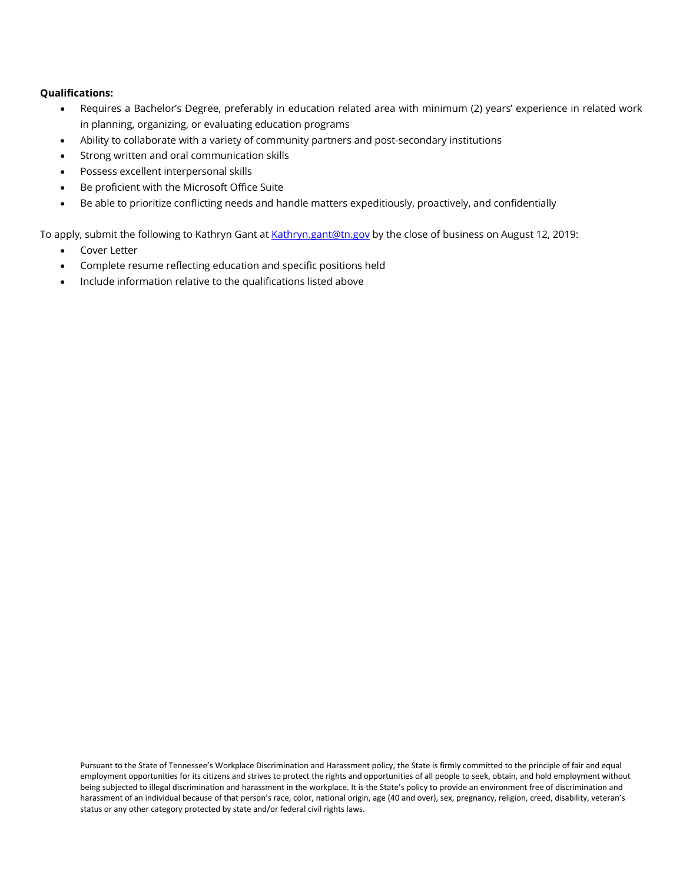**Qualifications:**

- Requires a Bachelor's Degree, preferably in education related area with minimum (2) years' experience in related work in planning, organizing, or evaluating education programs
- Ability to collaborate with a variety of community partners and post-secondary institutions
- Strong written and oral communication skills
- Possess excellent interpersonal skills
- Be proficient with the Microsoft Office Suite
- Be able to prioritize conflicting needs and handle matters expeditiously, proactively, and confidentially

To apply, submit the following to Kathryn Gant at [Kathryn.gant@tn.gov](mailto:Kathryn.gant@tn.gov) by the close of business on August 12, 2019:

- Cover Letter
- Complete resume reflecting education and specific positions held
- Include information relative to the qualifications listed above

Pursuant to the State of Tennessee's Workplace Discrimination and Harassment policy, the State is firmly committed to the principle of fair and equal employment opportunities for its citizens and strives to protect the rights and opportunities of all people to seek, obtain, and hold employment without being subjected to illegal discrimination and harassment in the workplace. It is the State's policy to provide an environment free of discrimination and harassment of an individual because of that person's race, color, national origin, age (40 and over), sex, pregnancy, religion, creed, disability, veteran's status or any other category protected by state and/or federal civil rights laws.